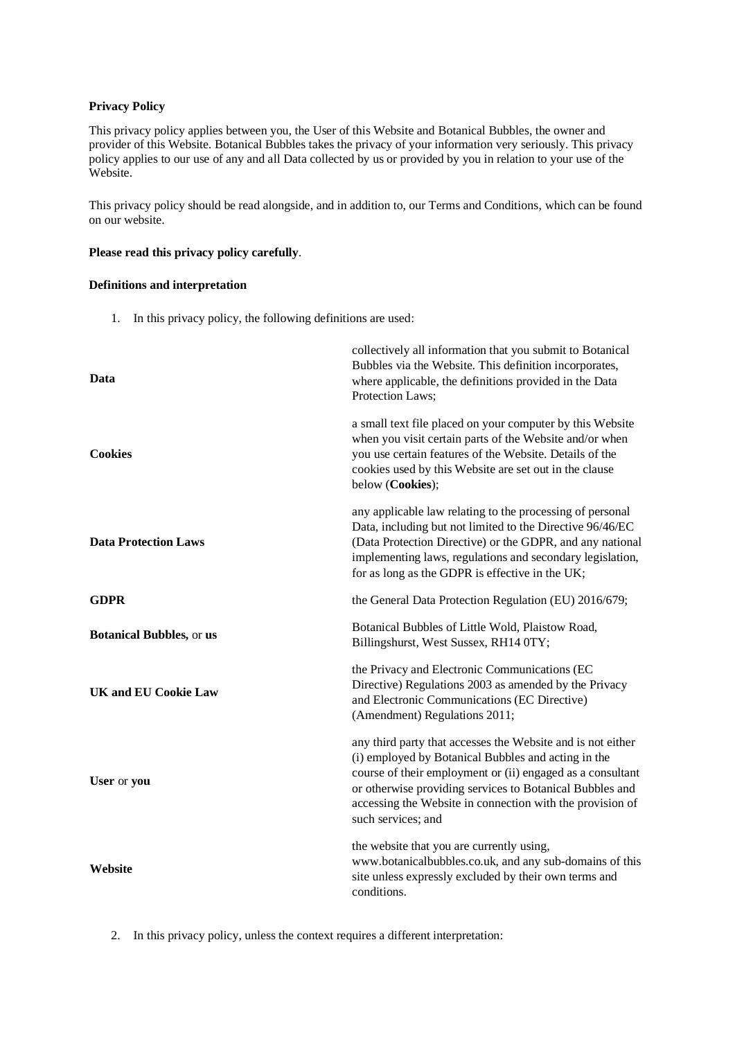**Privacy Policy**

This privacy policy applies between you, the User of this Website and Botanical Bubbles, the owner and provider of this Website. Botanical Bubbles takes the privacy of your information very seriously. This privacy policy applies to our use of any and all Data collected by us or provided by you in relation to your use of the Website.

This privacy policy should be read alongside, and in addition to, our Terms and Conditions, which can be found on our website.

**Please read this privacy policy carefully**.

**Definitions and interpretation**

1. In this privacy policy, the following definitions are used:

| | |
|---|---|
| **Data** | collectively all information that you submit to Botanical Bubbles via the Website. This definition incorporates, where applicable, the definitions provided in the Data Protection Laws; |
| **Cookies** | a small text file placed on your computer by this Website when you visit certain parts of the Website and/or when you use certain features of the Website. Details of the cookies used by this Website are set out in the clause below (**Cookies**); |
| **Data Protection Laws** | any applicable law relating to the processing of personal Data, including but not limited to the Directive 96/46/EC (Data Protection Directive) or the GDPR, and any national implementing laws, regulations and secondary legislation, for as long as the GDPR is effective in the UK; |
| **GDPR** | the General Data Protection Regulation (EU) 2016/679; |
| **Botanical Bubbles,** or **us** | Botanical Bubbles of Little Wold, Plaistow Road, Billingshurst, West Sussex, RH14 0TY; |
| **UK and EU Cookie Law** | the Privacy and Electronic Communications (EC Directive) Regulations 2003 as amended by the Privacy and Electronic Communications (EC Directive) (Amendment) Regulations 2011; |
| **User** or **you** | any third party that accesses the Website and is not either (i) employed by Botanical Bubbles and acting in the course of their employment or (ii) engaged as a consultant or otherwise providing services to Botanical Bubbles and accessing the Website in connection with the provision of such services; and |
| **Website** | the website that you are currently using, www.botanicalbubbles.co.uk, and any sub-domains of this site unless expressly excluded by their own terms and conditions. |

2. In this privacy policy, unless the context requires a different interpretation: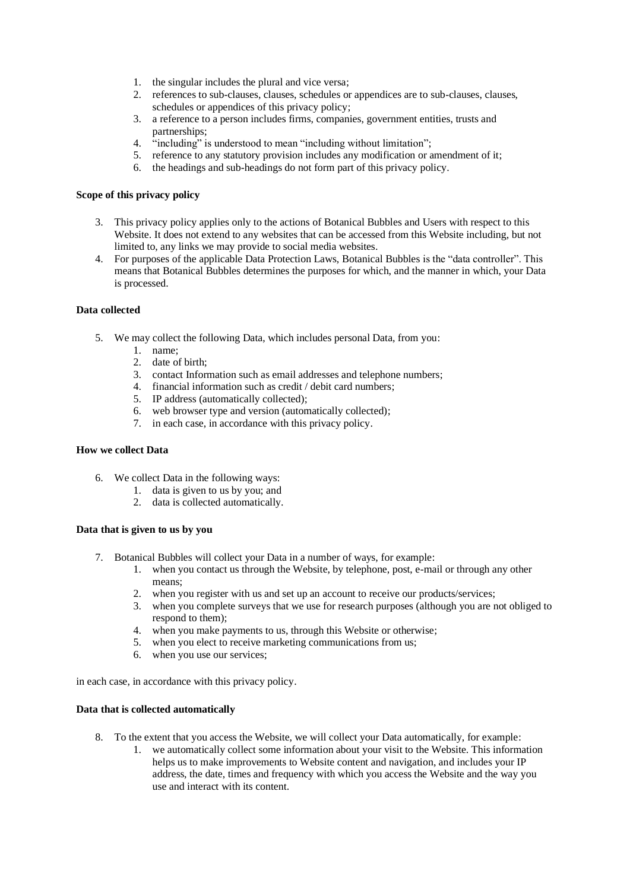1. the singular includes the plural and vice versa;
2. references to sub-clauses, clauses, schedules or appendices are to sub-clauses, clauses, schedules or appendices of this privacy policy;
3. a reference to a person includes firms, companies, government entities, trusts and partnerships;
4. "including" is understood to mean "including without limitation";
5. reference to any statutory provision includes any modification or amendment of it;
6. the headings and sub-headings do not form part of this privacy policy.

**Scope of this privacy policy**

3. This privacy policy applies only to the actions of Botanical Bubbles and Users with respect to this Website. It does not extend to any websites that can be accessed from this Website including, but not limited to, any links we may provide to social media websites.
4. For purposes of the applicable Data Protection Laws, Botanical Bubbles is the "data controller". This means that Botanical Bubbles determines the purposes for which, and the manner in which, your Data is processed.

**Data collected**

5. We may collect the following Data, which includes personal Data, from you:
    1. name;
    2. date of birth;
    3. contact Information such as email addresses and telephone numbers;
    4. financial information such as credit / debit card numbers;
    5. IP address (automatically collected);
    6. web browser type and version (automatically collected);
    7. in each case, in accordance with this privacy policy.

**How we collect Data**

6. We collect Data in the following ways:
    1. data is given to us by you; and
    2. data is collected automatically.

**Data that is given to us by you**

7. Botanical Bubbles will collect your Data in a number of ways, for example:
    1. when you contact us through the Website, by telephone, post, e-mail or through any other means;
    2. when you register with us and set up an account to receive our products/services;
    3. when you complete surveys that we use for research purposes (although you are not obliged to respond to them);
    4. when you make payments to us, through this Website or otherwise;
    5. when you elect to receive marketing communications from us;
    6. when you use our services;

in each case, in accordance with this privacy policy.

**Data that is collected automatically**

8. To the extent that you access the Website, we will collect your Data automatically, for example:
    1. we automatically collect some information about your visit to the Website. This information helps us to make improvements to Website content and navigation, and includes your IP address, the date, times and frequency with which you access the Website and the way you use and interact with its content.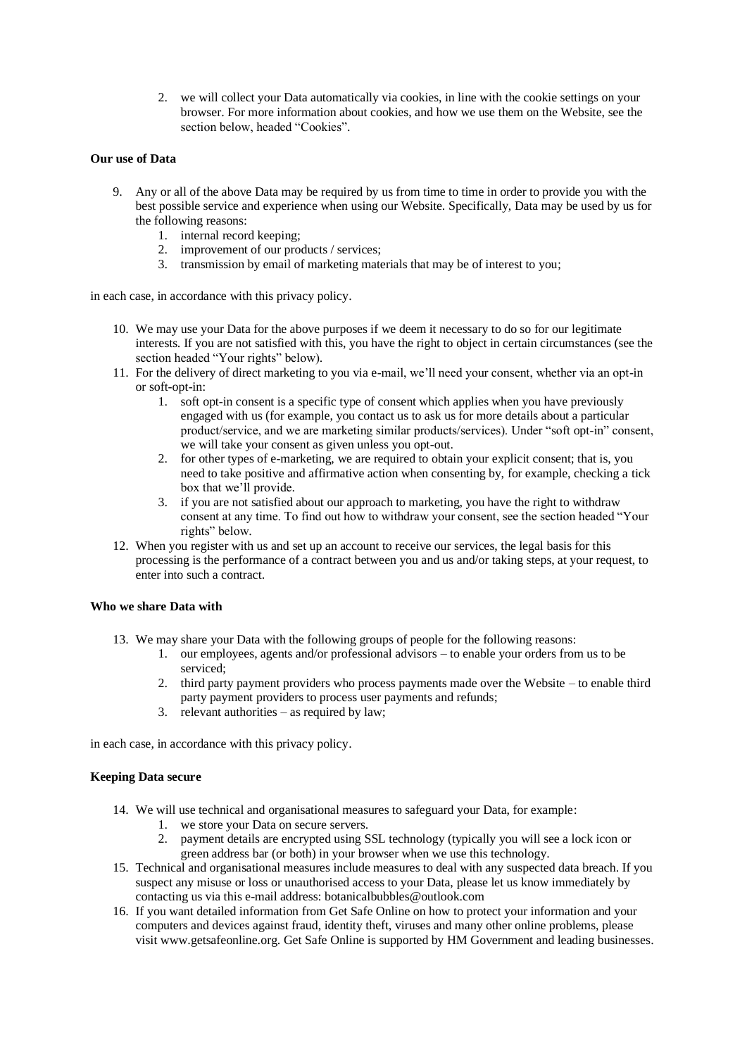2. we will collect your Data automatically via cookies, in line with the cookie settings on your browser. For more information about cookies, and how we use them on the Website, see the section below, headed "Cookies".

**Our use of Data**

9. Any or all of the above Data may be required by us from time to time in order to provide you with the best possible service and experience when using our Website. Specifically, Data may be used by us for the following reasons:
    1. internal record keeping;
    2. improvement of our products / services;
    3. transmission by email of marketing materials that may be of interest to you;

in each case, in accordance with this privacy policy.

10. We may use your Data for the above purposes if we deem it necessary to do so for our legitimate interests. If you are not satisfied with this, you have the right to object in certain circumstances (see the section headed "Your rights" below).
11. For the delivery of direct marketing to you via e-mail, we'll need your consent, whether via an opt-in or soft-opt-in:
    1. soft opt-in consent is a specific type of consent which applies when you have previously engaged with us (for example, you contact us to ask us for more details about a particular product/service, and we are marketing similar products/services). Under "soft opt-in" consent, we will take your consent as given unless you opt-out.
    2. for other types of e-marketing, we are required to obtain your explicit consent; that is, you need to take positive and affirmative action when consenting by, for example, checking a tick box that we'll provide.
    3. if you are not satisfied about our approach to marketing, you have the right to withdraw consent at any time. To find out how to withdraw your consent, see the section headed "Your rights" below.
12. When you register with us and set up an account to receive our services, the legal basis for this processing is the performance of a contract between you and us and/or taking steps, at your request, to enter into such a contract.

**Who we share Data with**

13. We may share your Data with the following groups of people for the following reasons:
    1. our employees, agents and/or professional advisors – to enable your orders from us to be serviced;
    2. third party payment providers who process payments made over the Website – to enable third party payment providers to process user payments and refunds;
    3. relevant authorities – as required by law;

in each case, in accordance with this privacy policy.

**Keeping Data secure**

14. We will use technical and organisational measures to safeguard your Data, for example:
    1. we store your Data on secure servers.
    2. payment details are encrypted using SSL technology (typically you will see a lock icon or green address bar (or both) in your browser when we use this technology.
15. Technical and organisational measures include measures to deal with any suspected data breach. If you suspect any misuse or loss or unauthorised access to your Data, please let us know immediately by contacting us via this e-mail address: botanicalbubbles@outlook.com
16. If you want detailed information from Get Safe Online on how to protect your information and your computers and devices against fraud, identity theft, viruses and many other online problems, please visit www.getsafeonline.org. Get Safe Online is supported by HM Government and leading businesses.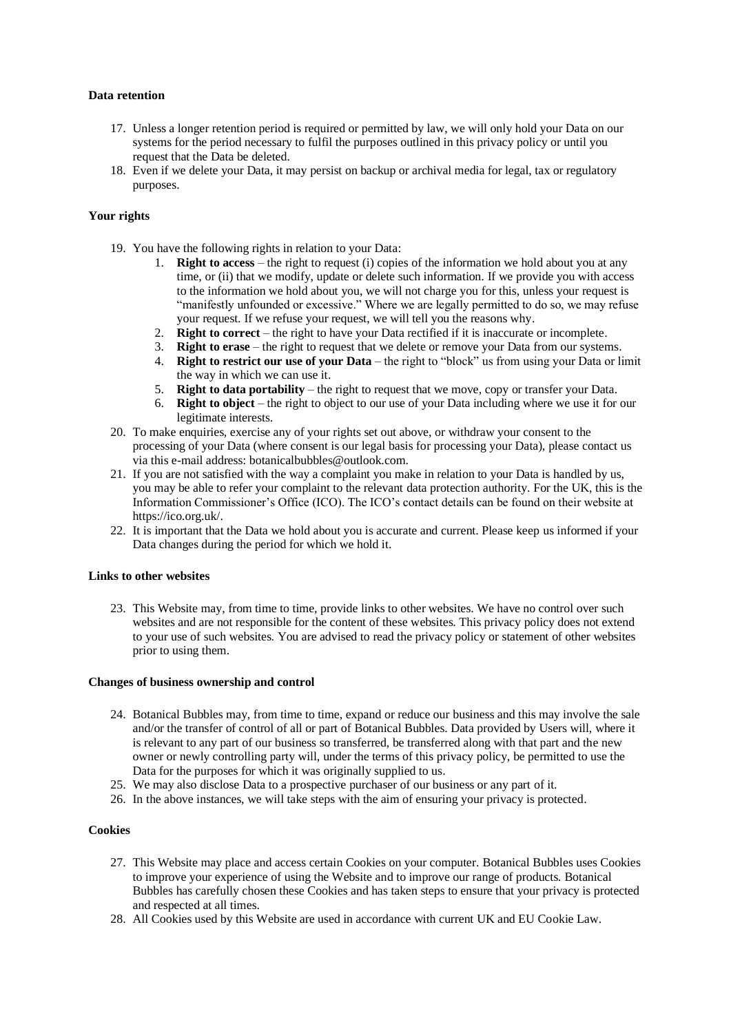**Data retention**

17. Unless a longer retention period is required or permitted by law, we will only hold your Data on our systems for the period necessary to fulfil the purposes outlined in this privacy policy or until you request that the Data be deleted.
18. Even if we delete your Data, it may persist on backup or archival media for legal, tax or regulatory purposes.

**Your rights**

19. You have the following rights in relation to your Data:
    1. **Right to access** – the right to request (i) copies of the information we hold about you at any time, or (ii) that we modify, update or delete such information. If we provide you with access to the information we hold about you, we will not charge you for this, unless your request is "manifestly unfounded or excessive." Where we are legally permitted to do so, we may refuse your request. If we refuse your request, we will tell you the reasons why.
    2. **Right to correct** – the right to have your Data rectified if it is inaccurate or incomplete.
    3. **Right to erase** – the right to request that we delete or remove your Data from our systems.
    4. **Right to restrict our use of your Data** – the right to "block" us from using your Data or limit the way in which we can use it.
    5. **Right to data portability** – the right to request that we move, copy or transfer your Data.
    6. **Right to object** – the right to object to our use of your Data including where we use it for our legitimate interests.
20. To make enquiries, exercise any of your rights set out above, or withdraw your consent to the processing of your Data (where consent is our legal basis for processing your Data), please contact us via this e-mail address: botanicalbubbles@outlook.com.
21. If you are not satisfied with the way a complaint you make in relation to your Data is handled by us, you may be able to refer your complaint to the relevant data protection authority. For the UK, this is the Information Commissioner's Office (ICO). The ICO's contact details can be found on their website at https://ico.org.uk/.
22. It is important that the Data we hold about you is accurate and current. Please keep us informed if your Data changes during the period for which we hold it.

**Links to other websites**

23. This Website may, from time to time, provide links to other websites. We have no control over such websites and are not responsible for the content of these websites. This privacy policy does not extend to your use of such websites. You are advised to read the privacy policy or statement of other websites prior to using them.

**Changes of business ownership and control**

24. Botanical Bubbles may, from time to time, expand or reduce our business and this may involve the sale and/or the transfer of control of all or part of Botanical Bubbles. Data provided by Users will, where it is relevant to any part of our business so transferred, be transferred along with that part and the new owner or newly controlling party will, under the terms of this privacy policy, be permitted to use the Data for the purposes for which it was originally supplied to us.
25. We may also disclose Data to a prospective purchaser of our business or any part of it.
26. In the above instances, we will take steps with the aim of ensuring your privacy is protected.

**Cookies**

27. This Website may place and access certain Cookies on your computer. Botanical Bubbles uses Cookies to improve your experience of using the Website and to improve our range of products. Botanical Bubbles has carefully chosen these Cookies and has taken steps to ensure that your privacy is protected and respected at all times.
28. All Cookies used by this Website are used in accordance with current UK and EU Cookie Law.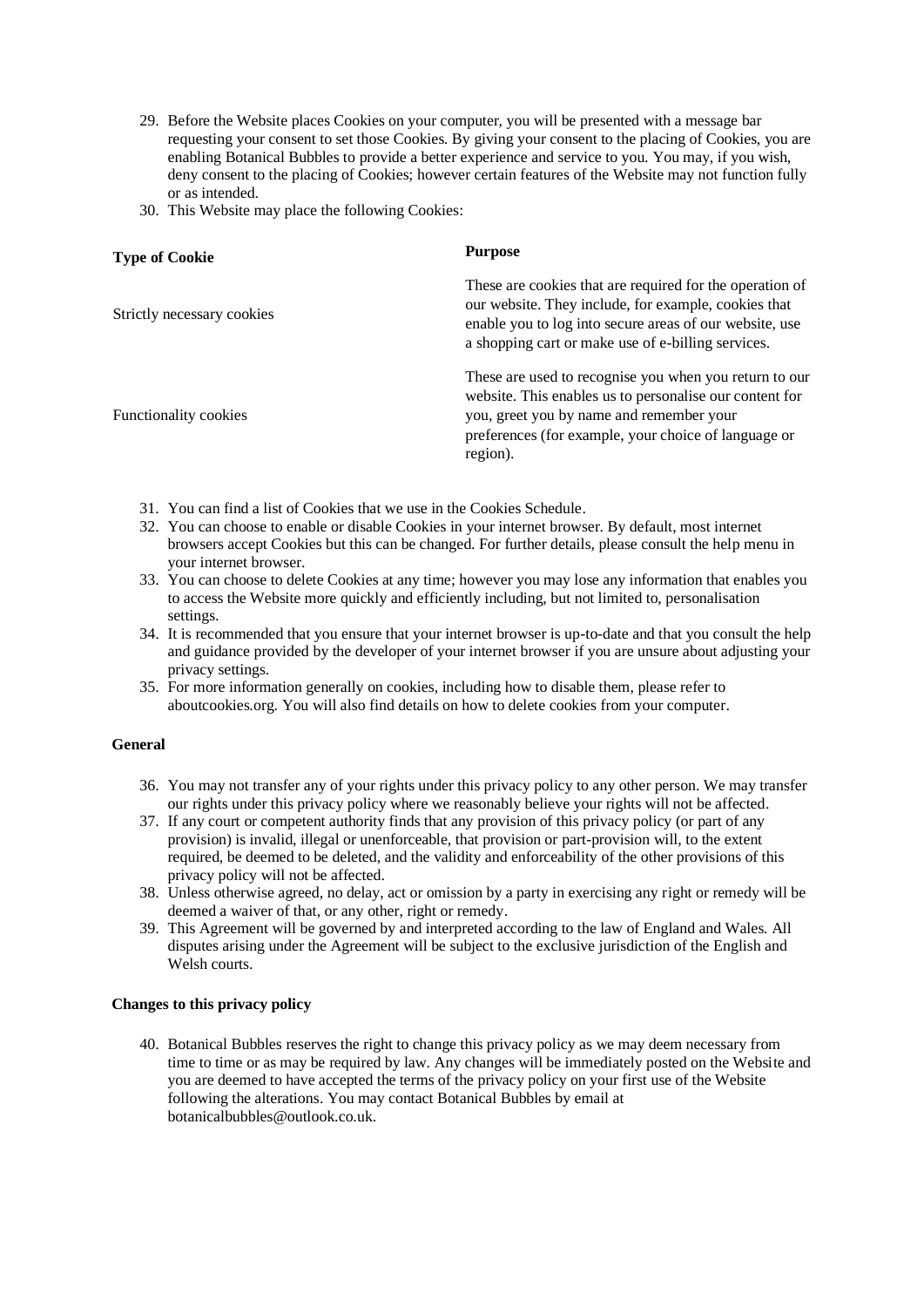29. Before the Website places Cookies on your computer, you will be presented with a message bar requesting your consent to set those Cookies. By giving your consent to the placing of Cookies, you are enabling Botanical Bubbles to provide a better experience and service to you. You may, if you wish, deny consent to the placing of Cookies; however certain features of the Website may not function fully or as intended.
30. This Website may place the following Cookies:

| Type of Cookie | Purpose |
| --- | --- |
| Strictly necessary cookies | These are cookies that are required for the operation of our website. They include, for example, cookies that enable you to log into secure areas of our website, use a shopping cart or make use of e-billing services. |
| Functionality cookies | These are used to recognise you when you return to our website. This enables us to personalise our content for you, greet you by name and remember your preferences (for example, your choice of language or region). |

31. You can find a list of Cookies that we use in the Cookies Schedule.
32. You can choose to enable or disable Cookies in your internet browser. By default, most internet browsers accept Cookies but this can be changed. For further details, please consult the help menu in your internet browser.
33. You can choose to delete Cookies at any time; however you may lose any information that enables you to access the Website more quickly and efficiently including, but not limited to, personalisation settings.
34. It is recommended that you ensure that your internet browser is up-to-date and that you consult the help and guidance provided by the developer of your internet browser if you are unsure about adjusting your privacy settings.
35. For more information generally on cookies, including how to disable them, please refer to aboutcookies.org. You will also find details on how to delete cookies from your computer.

**General**

36. You may not transfer any of your rights under this privacy policy to any other person. We may transfer our rights under this privacy policy where we reasonably believe your rights will not be affected.
37. If any court or competent authority finds that any provision of this privacy policy (or part of any provision) is invalid, illegal or unenforceable, that provision or part-provision will, to the extent required, be deemed to be deleted, and the validity and enforceability of the other provisions of this privacy policy will not be affected.
38. Unless otherwise agreed, no delay, act or omission by a party in exercising any right or remedy will be deemed a waiver of that, or any other, right or remedy.
39. This Agreement will be governed by and interpreted according to the law of England and Wales. All disputes arising under the Agreement will be subject to the exclusive jurisdiction of the English and Welsh courts.

**Changes to this privacy policy**

40. Botanical Bubbles reserves the right to change this privacy policy as we may deem necessary from time to time or as may be required by law. Any changes will be immediately posted on the Website and you are deemed to have accepted the terms of the privacy policy on your first use of the Website following the alterations. You may contact Botanical Bubbles by email at botanicalbubbles@outlook.co.uk.